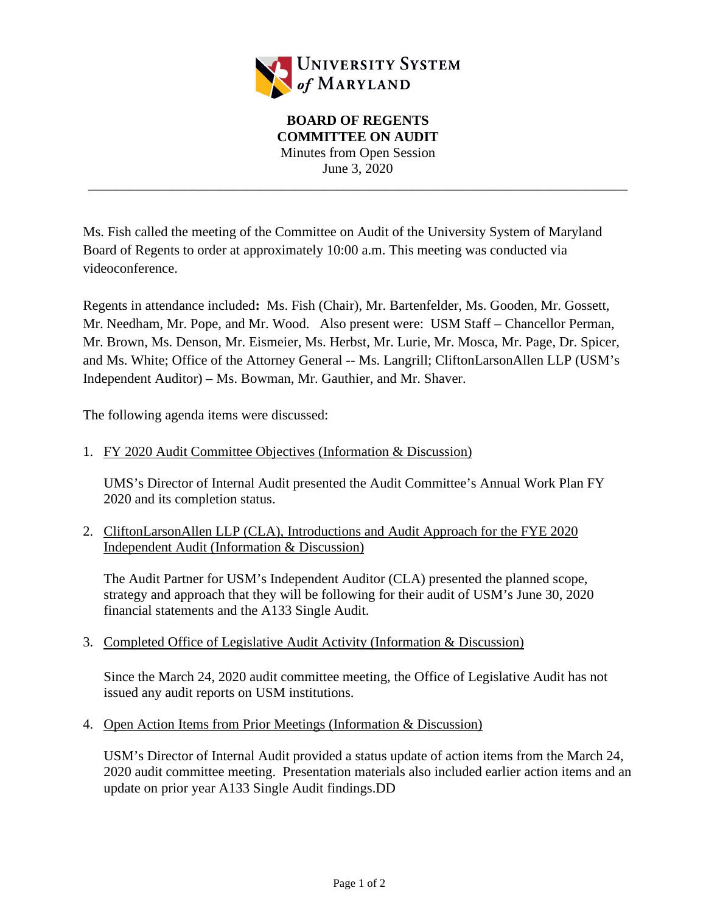UNIVERSITY SYSTEM *of* MARYLAND

**BOARD OF REGENTS**
**COMMITTEE ON AUDIT**
Minutes from Open Session
June 3, 2020

---

Ms. Fish called the meeting of the Committee on Audit of the University System of Maryland Board of Regents to order at approximately 10:00 a.m. This meeting was conducted via videoconference.

Regents in attendance included**:** Ms. Fish (Chair), Mr. Bartenfelder, Ms. Gooden, Mr. Gossett, Mr. Needham, Mr. Pope, and Mr. Wood. Also present were: USM Staff – Chancellor Perman, Mr. Brown, Ms. Denson, Mr. Eismeier, Ms. Herbst, Mr. Lurie, Mr. Mosca, Mr. Page, Dr. Spicer, and Ms. White; Office of the Attorney General -- Ms. Langrill; CliftonLarsonAllen LLP (USM's Independent Auditor) – Ms. Bowman, Mr. Gauthier, and Mr. Shaver.

The following agenda items were discussed:

1. <u>FY 2020 Audit Committee Objectives (Information & Discussion)</u>

   UMS's Director of Internal Audit presented the Audit Committee's Annual Work Plan FY 2020 and its completion status.

2. <u>CliftonLarsonAllen LLP (CLA), Introductions and Audit Approach for the FYE 2020 Independent Audit (Information & Discussion)</u>

   The Audit Partner for USM's Independent Auditor (CLA) presented the planned scope, strategy and approach that they will be following for their audit of USM's June 30, 2020 financial statements and the A133 Single Audit.

3. <u>Completed Office of Legislative Audit Activity (Information & Discussion)</u>

   Since the March 24, 2020 audit committee meeting, the Office of Legislative Audit has not issued any audit reports on USM institutions.

4. <u>Open Action Items from Prior Meetings (Information & Discussion)</u>

   USM's Director of Internal Audit provided a status update of action items from the March 24, 2020 audit committee meeting. Presentation materials also included earlier action items and an update on prior year A133 Single Audit findings.DD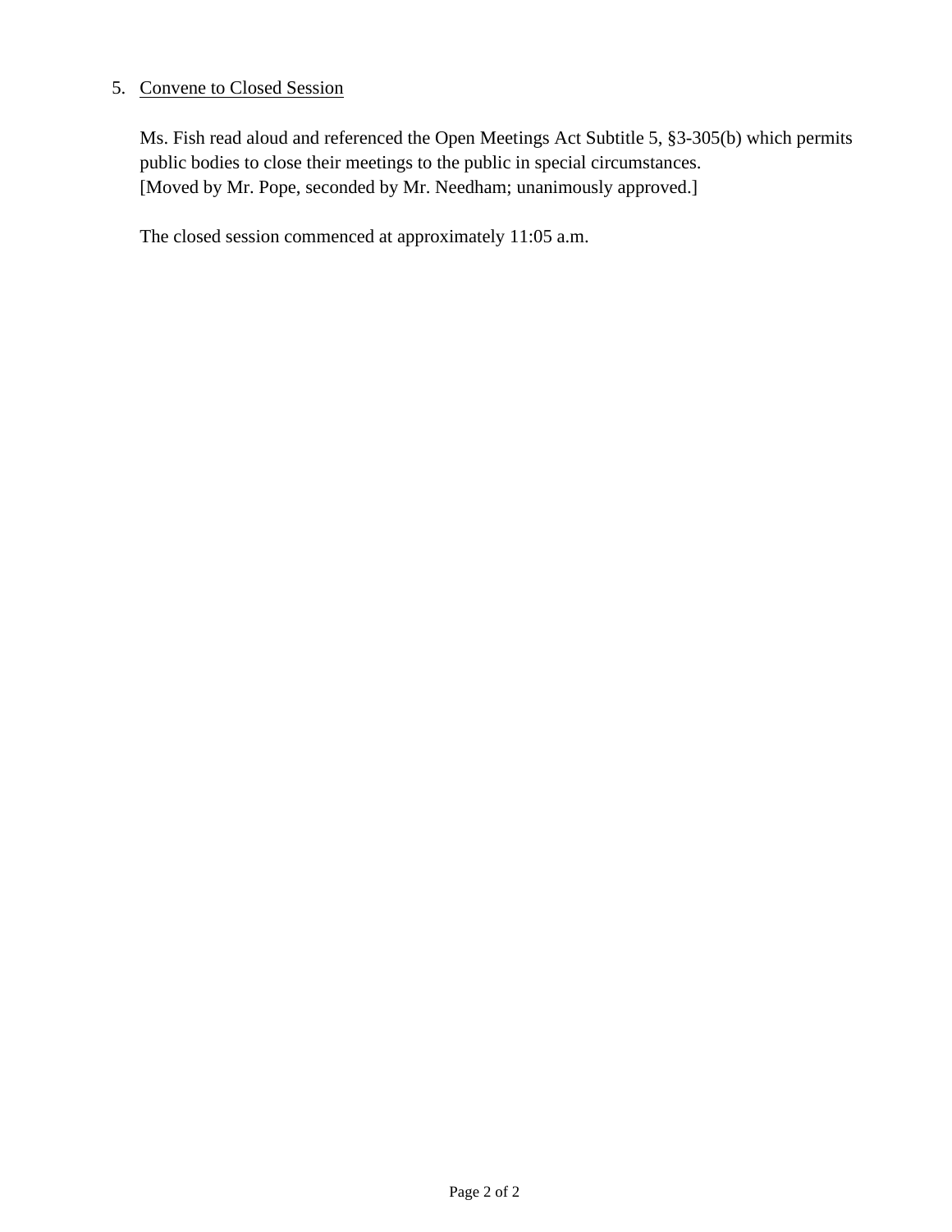5. Convene to Closed Session

   Ms. Fish read aloud and referenced the Open Meetings Act Subtitle 5, §3-305(b) which permits public bodies to close their meetings to the public in special circumstances.
   [Moved by Mr. Pope, seconded by Mr. Needham; unanimously approved.]

   The closed session commenced at approximately 11:05 a.m.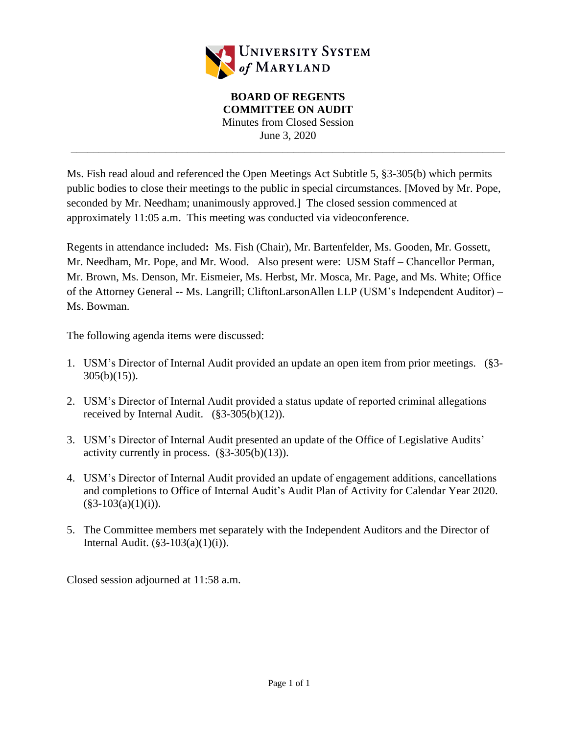UNIVERSITY SYSTEM of MARYLAND

**BOARD OF REGENTS**
**COMMITTEE ON AUDIT**
Minutes from Closed Session
June 3, 2020

---

Ms. Fish read aloud and referenced the Open Meetings Act Subtitle 5, §3-305(b) which permits public bodies to close their meetings to the public in special circumstances. [Moved by Mr. Pope, seconded by Mr. Needham; unanimously approved.] The closed session commenced at approximately 11:05 a.m. This meeting was conducted via videoconference.

Regents in attendance included**:** Ms. Fish (Chair), Mr. Bartenfelder, Ms. Gooden, Mr. Gossett, Mr. Needham, Mr. Pope, and Mr. Wood. Also present were: USM Staff – Chancellor Perman, Mr. Brown, Ms. Denson, Mr. Eismeier, Ms. Herbst, Mr. Mosca, Mr. Page, and Ms. White; Office of the Attorney General -- Ms. Langrill; CliftonLarsonAllen LLP (USM's Independent Auditor) – Ms. Bowman.

The following agenda items were discussed:

1. USM's Director of Internal Audit provided a update an open item from prior meetings. (§3-305(b)(15)).
2. USM's Director of Internal Audit provided a status update of reported criminal allegations received by Internal Audit. (§3-305(b)(12)).
3. USM's Director of Internal Audit presented an update of the Office of Legislative Audits' activity currently in process. (§3-305(b)(13)).
4. USM's Director of Internal Audit provided an update of engagement additions, cancellations and completions to Office of Internal Audit's Audit Plan of Activity for Calendar Year 2020. (§3-103(a)(1)(i)).
5. The Committee members met separately with the Independent Auditors and the Director of Internal Audit. (§3-103(a)(1)(i)).

Closed session adjourned at 11:58 a.m.